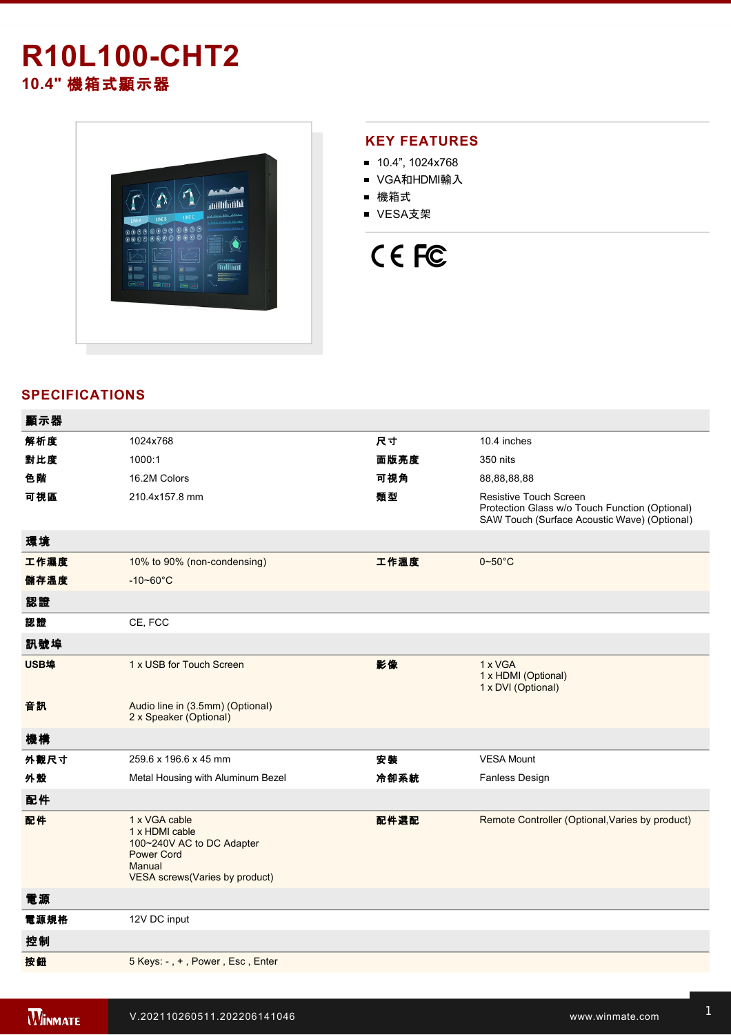# R10L100-CHT2

## 10.4" 機箱式顯示器

## KEY FEATURES

- 10.4", 1024x768
- VGA和HDMI輸入
- 機箱式
- VESA支架

## SPECIFICATIONS

| 顯示器 | | | |
|---|---|---|---|
| 解析度 | 1024x768 | 尺寸 | 10.4 inches |
| 對比度 | 1000:1 | 面版亮度 | 350 nits |
| 色階 | 16.2M Colors | 可視角 | 88,88,88,88 |
| 可視區 | 210.4x157.8 mm | 類型 | Resistive Touch Screen<br>Protection Glass w/o Touch Function (Optional)<br>SAW Touch (Surface Acoustic Wave) (Optional) |
| **環境** | | | |
| 工作濕度 | 10% to 90% (non-condensing) | 工作溫度 | 0~50°C |
| 儲存溫度 | -10~60°C | | |
| **認證** | | | |
| 認證 | CE, FCC | | |
| **訊號埠** | | | |
| USB埠 | 1 x USB for Touch Screen | 影像 | 1 x VGA<br>1 x HDMI (Optional)<br>1 x DVI (Optional) |
| 音訊 | Audio line in (3.5mm) (Optional)<br>2 x Speaker (Optional) | | |
| **機構** | | | |
| 外觀尺寸 | 259.6 x 196.6 x 45 mm | 安裝 | VESA Mount |
| 外殼 | Metal Housing with Aluminum Bezel | 冷卻系統 | Fanless Design |
| **配件** | | | |
| 配件 | 1 x VGA cable<br>1 x HDMI cable<br>100~240V AC to DC Adapter<br>Power Cord<br>Manual<br>VESA screws(Varies by product) | 配件選配 | Remote Controller (Optional,Varies by product) |
| **電源** | | | |
| 電源規格 | 12V DC input | | |
| **控制** | | | |
| 按鈕 | 5 Keys: - , + , Power , Esc , Enter | | |

V.202110260511.202206141046

www.winmate.com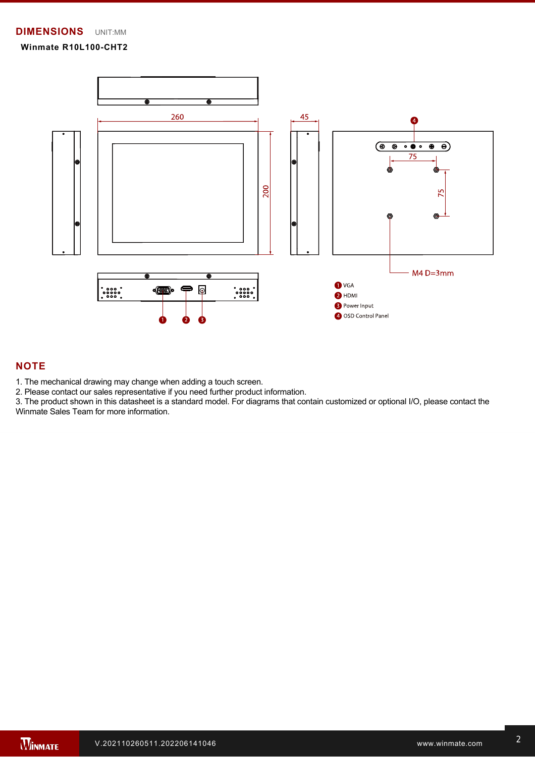## DIMENSIONS UNIT:MM

**Winmate R10L100-CHT2**

260

45

200

75

75

M4 D=3mm

1 VGA
2 HDMI
3 Power Input
4 OSD Control Panel

## NOTE

1. The mechanical drawing may change when adding a touch screen.
2. Please contact our sales representative if you need further product information.
3. The product shown in this datasheet is a standard model. For diagrams that contain customized or optional I/O, please contact the Winmate Sales Team for more information.